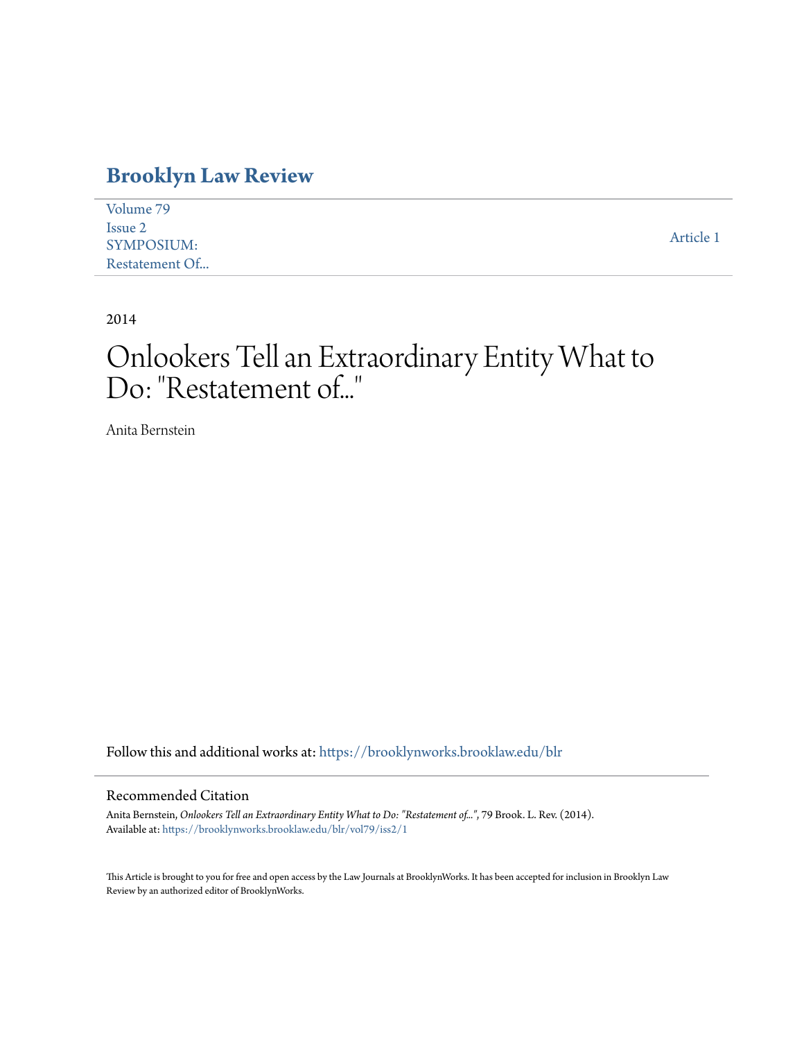# Brooklyn Law Review

Volume 79
Issue 2
SYMPOSIUM:
Restatement Of...

Article 1

2014

# Onlookers Tell an Extraordinary Entity What to Do: "Restatement of..."

Anita Bernstein

Follow this and additional works at: https://brooklynworks.brooklaw.edu/blr

## Recommended Citation

Anita Bernstein, *Onlookers Tell an Extraordinary Entity What to Do: "Restatement of..."*, 79 Brook. L. Rev. (2014).
Available at: https://brooklynworks.brooklaw.edu/blr/vol79/iss2/1

This Article is brought to you for free and open access by the Law Journals at BrooklynWorks. It has been accepted for inclusion in Brooklyn Law Review by an authorized editor of BrooklynWorks.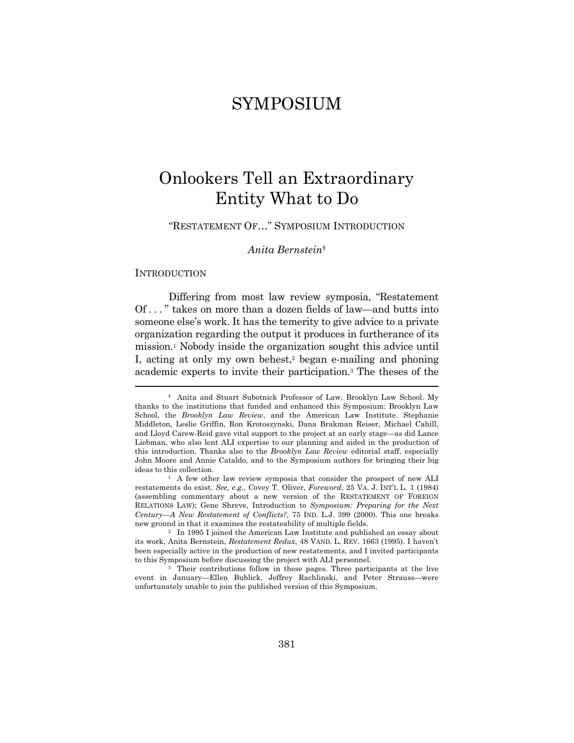# SYMPOSIUM

# Onlookers Tell an Extraordinary Entity What to Do

## "RESTATEMENT OF…" SYMPOSIUM INTRODUCTION

*Anita Bernstein*[†]

### INTRODUCTION

Differing from most law review symposia, "Restatement Of . . . " takes on more than a dozen fields of law—and butts into someone else's work. It has the temerity to give advice to a private organization regarding the output it produces in furtherance of its mission.[1] Nobody inside the organization sought this advice until I, acting at only my own behest,[2] began e-mailing and phoning academic experts to invite their participation.[3] The theses of the

---

[†] Anita and Stuart Subotnick Professor of Law, Brooklyn Law School. My thanks to the institutions that funded and enhanced this Symposium: Brooklyn Law School, the *Brooklyn Law Review*, and the American Law Institute. Stephanie Middleton, Leslie Griffin, Ron Krotoszynski, Dana Brakman Reiser, Michael Cahill, and Lloyd Carew-Reid gave vital support to the project at an early stage—as did Lance Liebman, who also lent ALI expertise to our planning and aided in the production of this introduction. Thanks also to the *Brooklyn Law Review* editorial staff, especially John Moore and Annie Cataldo, and to the Symposium authors for bringing their big ideas to this collection.

[1] A few other law review symposia that consider the prospect of new ALI restatements do exist. *See, e.g.*, Covey T. Oliver, *Foreword*, 25 VA. J. INT'L L. 1 (1984) (assembling commentary about a new version of the RESTATEMENT OF FOREIGN RELATIONS LAW); Gene Shreve, Introduction to *Symposium: Preparing for the Next Century—A New Restatement of Conflicts?*, 75 IND. L.J. 399 (2000). This one breaks new ground in that it examines the restateability of multiple fields.

[2] In 1995 I joined the American Law Institute and published an essay about its work, Anita Bernstein, *Restatement Redux*, 48 VAND. L. REV. 1663 (1995). I haven't been especially active in the production of new restatements, and I invited participants to this Symposium before discussing the project with ALI personnel.

[3] Their contributions follow in these pages. Three participants at the live event in January—Ellen Bublick, Jeffrey Rachlinski, and Peter Strauss—were unfortunately unable to join the published version of this Symposium.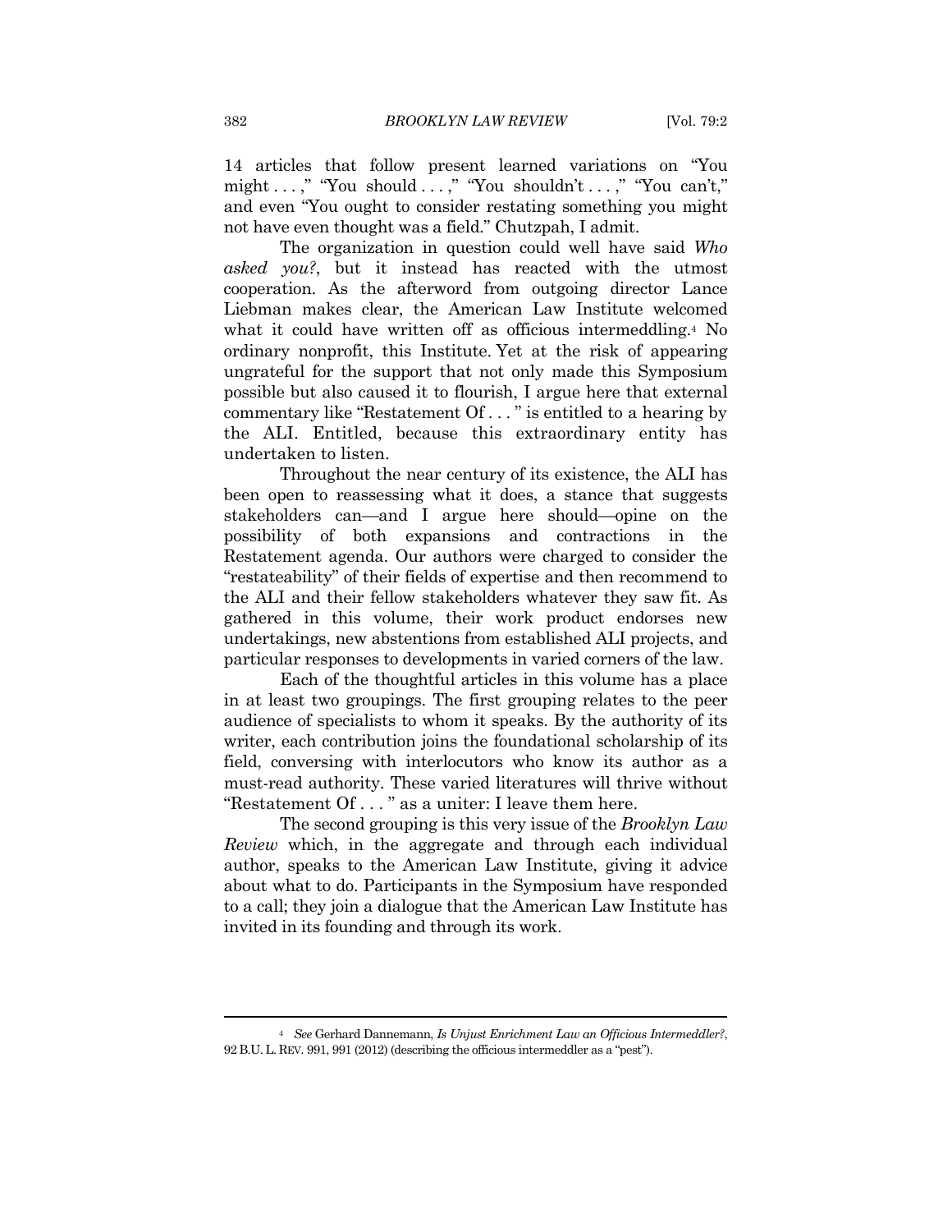14 articles that follow present learned variations on "You might . . . ," "You should . . . ," "You shouldn't . . . ," "You can't," and even "You ought to consider restating something you might not have even thought was a field." Chutzpah, I admit.

The organization in question could well have said *Who asked you?*, but it instead has reacted with the utmost cooperation. As the afterword from outgoing director Lance Liebman makes clear, the American Law Institute welcomed what it could have written off as officious intermeddling.[4] No ordinary nonprofit, this Institute. Yet at the risk of appearing ungrateful for the support that not only made this Symposium possible but also caused it to flourish, I argue here that external commentary like "Restatement Of . . . " is entitled to a hearing by the ALI. Entitled, because this extraordinary entity has undertaken to listen.

Throughout the near century of its existence, the ALI has been open to reassessing what it does, a stance that suggests stakeholders can—and I argue here should—opine on the possibility of both expansions and contractions in the Restatement agenda. Our authors were charged to consider the "restateability" of their fields of expertise and then recommend to the ALI and their fellow stakeholders whatever they saw fit. As gathered in this volume, their work product endorses new undertakings, new abstentions from established ALI projects, and particular responses to developments in varied corners of the law.

Each of the thoughtful articles in this volume has a place in at least two groupings. The first grouping relates to the peer audience of specialists to whom it speaks. By the authority of its writer, each contribution joins the foundational scholarship of its field, conversing with interlocutors who know its author as a must-read authority. These varied literatures will thrive without "Restatement Of . . . " as a uniter: I leave them here.

The second grouping is this very issue of the *Brooklyn Law Review* which, in the aggregate and through each individual author, speaks to the American Law Institute, giving it advice about what to do. Participants in the Symposium have responded to a call; they join a dialogue that the American Law Institute has invited in its founding and through its work.

---

[4] *See* Gerhard Dannemann, *Is Unjust Enrichment Law an Officious Intermeddler?*, 92 B.U. L. REV. 991, 991 (2012) (describing the officious intermeddler as a "pest").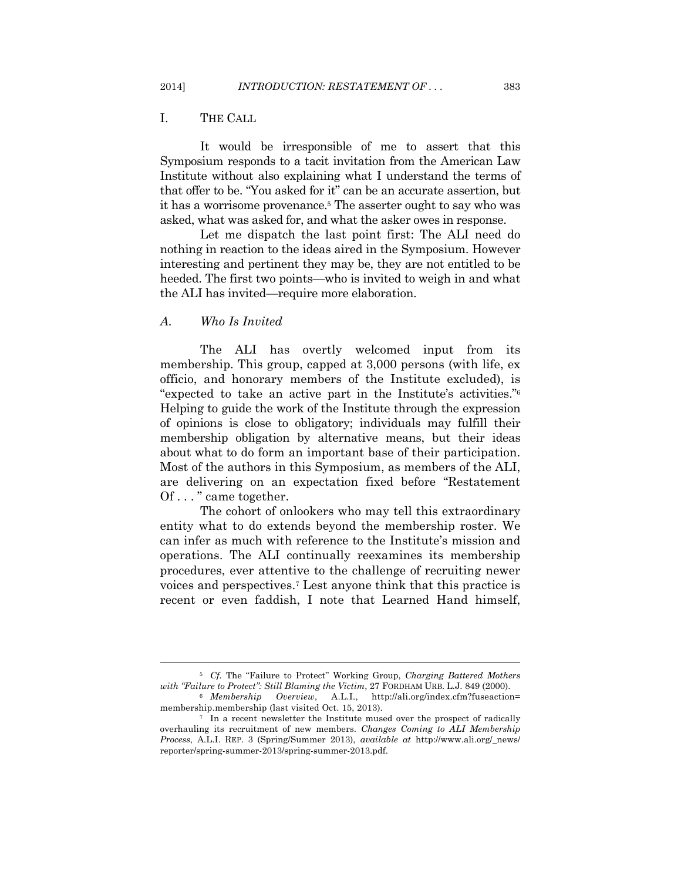## I. THE CALL

It would be irresponsible of me to assert that this Symposium responds to a tacit invitation from the American Law Institute without also explaining what I understand the terms of that offer to be. "You asked for it" can be an accurate assertion, but it has a worrisome provenance.[5] The asserter ought to say who was asked, what was asked for, and what the asker owes in response.

Let me dispatch the last point first: The ALI need do nothing in reaction to the ideas aired in the Symposium. However interesting and pertinent they may be, they are not entitled to be heeded. The first two points—who is invited to weigh in and what the ALI has invited—require more elaboration.

### A. *Who Is Invited*

The ALI has overtly welcomed input from its membership. This group, capped at 3,000 persons (with life, ex officio, and honorary members of the Institute excluded), is "expected to take an active part in the Institute's activities."[6] Helping to guide the work of the Institute through the expression of opinions is close to obligatory; individuals may fulfill their membership obligation by alternative means, but their ideas about what to do form an important base of their participation. Most of the authors in this Symposium, as members of the ALI, are delivering on an expectation fixed before "Restatement Of . . . " came together.

The cohort of onlookers who may tell this extraordinary entity what to do extends beyond the membership roster. We can infer as much with reference to the Institute's mission and operations. The ALI continually reexamines its membership procedures, ever attentive to the challenge of recruiting newer voices and perspectives.[7] Lest anyone think that this practice is recent or even faddish, I note that Learned Hand himself,

---

[5] *Cf.* The "Failure to Protect" Working Group, *Charging Battered Mothers with "Failure to Protect": Still Blaming the Victim*, 27 FORDHAM URB. L.J. 849 (2000).

[6] *Membership Overview*, A.L.I., http://ali.org/index.cfm?fuseaction=membership.membership (last visited Oct. 15, 2013).

[7] In a recent newsletter the Institute mused over the prospect of radically overhauling its recruitment of new members. *Changes Coming to ALI Membership Process*, A.L.I. REP. 3 (Spring/Summer 2013), *available at* http://www.ali.org/_news/reporter/spring-summer-2013/spring-summer-2013.pdf.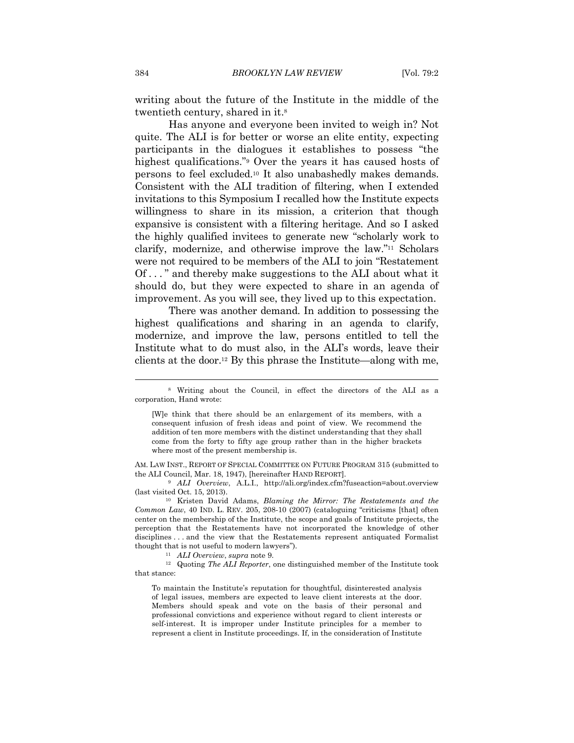writing about the future of the Institute in the middle of the twentieth century, shared in it.[8]

Has anyone and everyone been invited to weigh in? Not quite. The ALI is for better or worse an elite entity, expecting participants in the dialogues it establishes to possess "the highest qualifications."[9] Over the years it has caused hosts of persons to feel excluded.[10] It also unabashedly makes demands. Consistent with the ALI tradition of filtering, when I extended invitations to this Symposium I recalled how the Institute expects willingness to share in its mission, a criterion that though expansive is consistent with a filtering heritage. And so I asked the highly qualified invitees to generate new "scholarly work to clarify, modernize, and otherwise improve the law."[11] Scholars were not required to be members of the ALI to join "Restatement Of . . . " and thereby make suggestions to the ALI about what it should do, but they were expected to share in an agenda of improvement. As you will see, they lived up to this expectation.

There was another demand. In addition to possessing the highest qualifications and sharing in an agenda to clarify, modernize, and improve the law, persons entitled to tell the Institute what to do must also, in the ALI's words, leave their clients at the door.[12] By this phrase the Institute—along with me,

---

[8] Writing about the Council, in effect the directors of the ALI as a corporation, Hand wrote:

> [W]e think that there should be an enlargement of its members, with a consequent infusion of fresh ideas and point of view. We recommend the addition of ten more members with the distinct understanding that they shall come from the forty to fifty age group rather than in the higher brackets where most of the present membership is.

AM. LAW INST., REPORT OF SPECIAL COMMITTEE ON FUTURE PROGRAM 315 (submitted to the ALI Council, Mar. 18, 1947), [hereinafter HAND REPORT].

[9] *ALI Overview*, A.L.I., http://ali.org/index.cfm?fuseaction=about.overview (last visited Oct. 15, 2013).

[10] Kristen David Adams, *Blaming the Mirror: The Restatements and the Common Law*, 40 IND. L. REV. 205, 208-10 (2007) (cataloguing "criticisms [that] often center on the membership of the Institute, the scope and goals of Institute projects, the perception that the Restatements have not incorporated the knowledge of other disciplines . . . and the view that the Restatements represent antiquated Formalist thought that is not useful to modern lawyers").

[11] *ALI Overview*, *supra* note 9.

[12] Quoting *The ALI Reporter*, one distinguished member of the Institute took that stance:

> To maintain the Institute's reputation for thoughtful, disinterested analysis of legal issues, members are expected to leave client interests at the door. Members should speak and vote on the basis of their personal and professional convictions and experience without regard to client interests or self-interest. It is improper under Institute principles for a member to represent a client in Institute proceedings. If, in the consideration of Institute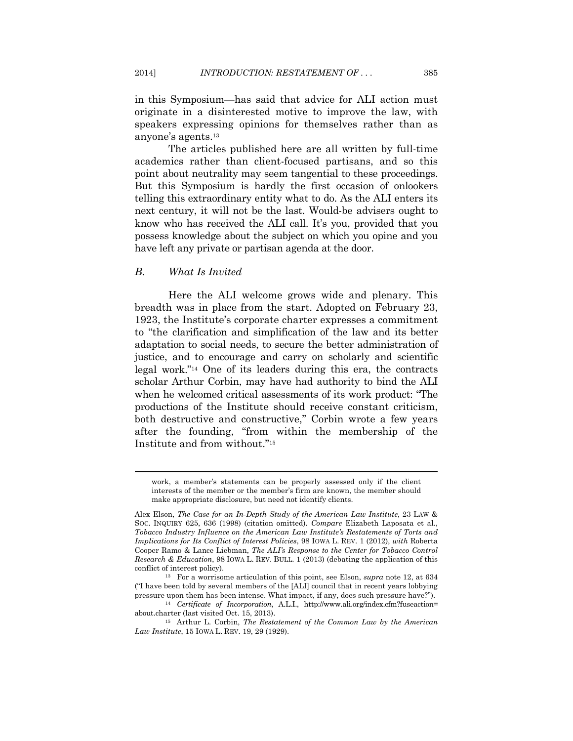in this Symposium—has said that advice for ALI action must originate in a disinterested motive to improve the law, with speakers expressing opinions for themselves rather than as anyone's agents.[13]

The articles published here are all written by full-time academics rather than client-focused partisans, and so this point about neutrality may seem tangential to these proceedings. But this Symposium is hardly the first occasion of onlookers telling this extraordinary entity what to do. As the ALI enters its next century, it will not be the last. Would-be advisers ought to know who has received the ALI call. It's you, provided that you possess knowledge about the subject on which you opine and you have left any private or partisan agenda at the door.

### *B. What Is Invited*

Here the ALI welcome grows wide and plenary. This breadth was in place from the start. Adopted on February 23, 1923, the Institute's corporate charter expresses a commitment to "the clarification and simplification of the law and its better adaptation to social needs, to secure the better administration of justice, and to encourage and carry on scholarly and scientific legal work."[14] One of its leaders during this era, the contracts scholar Arthur Corbin, may have had authority to bind the ALI when he welcomed critical assessments of its work product: "The productions of the Institute should receive constant criticism, both destructive and constructive," Corbin wrote a few years after the founding, "from within the membership of the Institute and from without."[15]

---

> work, a member's statements can be properly assessed only if the client interests of the member or the member's firm are known, the member should make appropriate disclosure, but need not identify clients.

Alex Elson, *The Case for an In-Depth Study of the American Law Institute*, 23 LAW & SOC. INQUIRY 625, 636 (1998) (citation omitted). *Compare* Elizabeth Laposata et al., *Tobacco Industry Influence on the American Law Institute's Restatements of Torts and Implications for Its Conflict of Interest Policies*, 98 IOWA L. REV. 1 (2012), *with* Roberta Cooper Ramo & Lance Liebman, *The ALI's Response to the Center for Tobacco Control Research & Education*, 98 IOWA L. REV. BULL. 1 (2013) (debating the application of this conflict of interest policy).

[13] For a worrisome articulation of this point, see Elson, *supra* note 12, at 634 ("I have been told by several members of the [ALI] council that in recent years lobbying pressure upon them has been intense. What impact, if any, does such pressure have?").

[14] *Certificate of Incorporation*, A.L.I., http://www.ali.org/index.cfm?fuseaction=about.charter (last visited Oct. 15, 2013).

[15] Arthur L. Corbin, *The Restatement of the Common Law by the American Law Institute*, 15 IOWA L. REV. 19, 29 (1929).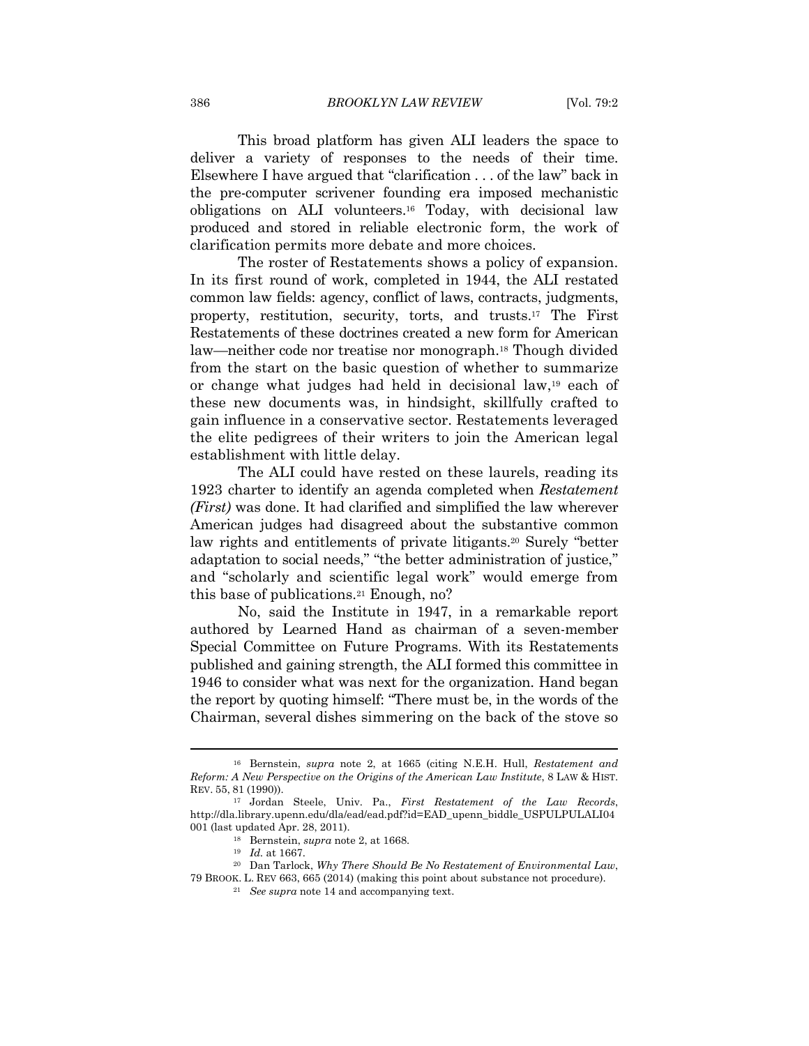This broad platform has given ALI leaders the space to deliver a variety of responses to the needs of their time. Elsewhere I have argued that "clarification . . . of the law" back in the pre-computer scrivener founding era imposed mechanistic obligations on ALI volunteers.[16] Today, with decisional law produced and stored in reliable electronic form, the work of clarification permits more debate and more choices.

The roster of Restatements shows a policy of expansion. In its first round of work, completed in 1944, the ALI restated common law fields: agency, conflict of laws, contracts, judgments, property, restitution, security, torts, and trusts.[17] The First Restatements of these doctrines created a new form for American law—neither code nor treatise nor monograph.[18] Though divided from the start on the basic question of whether to summarize or change what judges had held in decisional law,[19] each of these new documents was, in hindsight, skillfully crafted to gain influence in a conservative sector. Restatements leveraged the elite pedigrees of their writers to join the American legal establishment with little delay.

The ALI could have rested on these laurels, reading its 1923 charter to identify an agenda completed when *Restatement (First)* was done. It had clarified and simplified the law wherever American judges had disagreed about the substantive common law rights and entitlements of private litigants.[20] Surely "better adaptation to social needs," "the better administration of justice," and "scholarly and scientific legal work" would emerge from this base of publications.[21] Enough, no?

No, said the Institute in 1947, in a remarkable report authored by Learned Hand as chairman of a seven-member Special Committee on Future Programs. With its Restatements published and gaining strength, the ALI formed this committee in 1946 to consider what was next for the organization. Hand began the report by quoting himself: "There must be, in the words of the Chairman, several dishes simmering on the back of the stove so

---

[16] Bernstein, *supra* note 2, at 1665 (citing N.E.H. Hull, *Restatement and Reform: A New Perspective on the Origins of the American Law Institute*, 8 LAW & HIST. REV. 55, 81 (1990)).

[17] Jordan Steele, Univ. Pa., *First Restatement of the Law Records*, http://dla.library.upenn.edu/dla/ead/ead.pdf?id=EAD_upenn_biddle_USPULPULALI04001 (last updated Apr. 28, 2011).

[18] Bernstein, *supra* note 2, at 1668.

[19] *Id.* at 1667.

[20] Dan Tarlock, *Why There Should Be No Restatement of Environmental Law*, 79 BROOK. L. REV 663, 665 (2014) (making this point about substance not procedure).

[21] *See supra* note 14 and accompanying text.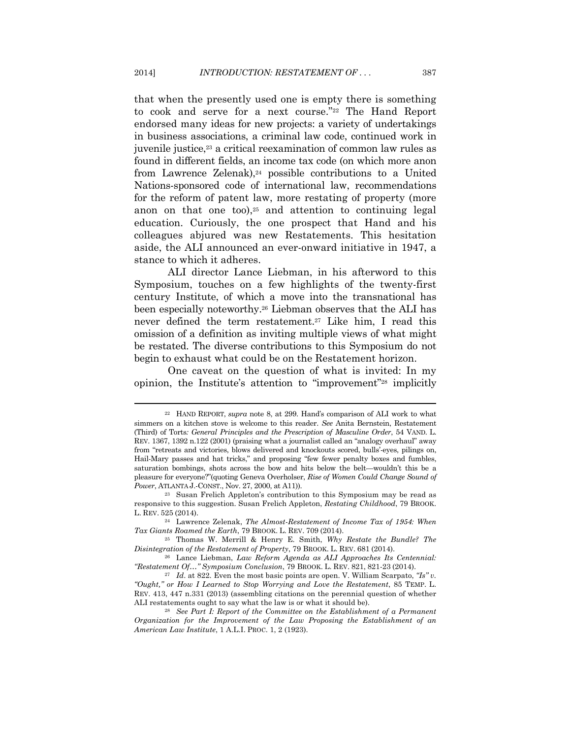that when the presently used one is empty there is something to cook and serve for a next course."[22] The Hand Report endorsed many ideas for new projects: a variety of undertakings in business associations, a criminal law code, continued work in juvenile justice,[23] a critical reexamination of common law rules as found in different fields, an income tax code (on which more anon from Lawrence Zelenak),[24] possible contributions to a United Nations-sponsored code of international law, recommendations for the reform of patent law, more restating of property (more anon on that one too),[25] and attention to continuing legal education. Curiously, the one prospect that Hand and his colleagues abjured was new Restatements. This hesitation aside, the ALI announced an ever-onward initiative in 1947, a stance to which it adheres.

ALI director Lance Liebman, in his afterword to this Symposium, touches on a few highlights of the twenty-first century Institute, of which a move into the transnational has been especially noteworthy.[26] Liebman observes that the ALI has never defined the term restatement.[27] Like him, I read this omission of a definition as inviting multiple views of what might be restated. The diverse contributions to this Symposium do not begin to exhaust what could be on the Restatement horizon.

One caveat on the question of what is invited: In my opinion, the Institute's attention to "improvement"[28] implicitly

---

[22] HAND REPORT, *supra* note 8, at 299. Hand's comparison of ALI work to what simmers on a kitchen stove is welcome to this reader. *See* Anita Bernstein, Restatement (Third) of Torts*: General Principles and the Prescription of Masculine Order*, 54 VAND. L. REV. 1367, 1392 n.122 (2001) (praising what a journalist called an "analogy overhaul" away from "retreats and victories, blows delivered and knockouts scored, bulls'-eyes, pilings on, Hail-Mary passes and hat tricks," and proposing "few fewer penalty boxes and fumbles, saturation bombings, shots across the bow and hits below the belt—wouldn't this be a pleasure for everyone?"(quoting Geneva Overholser, *Rise of Women Could Change Sound of Power*, ATLANTA J.-CONST., Nov. 27, 2000, at A11)).

[23] Susan Frelich Appleton's contribution to this Symposium may be read as responsive to this suggestion. Susan Frelich Appleton, *Restating Childhood*, 79 BROOK. L. REV. 525 (2014).

[24] Lawrence Zelenak, *The Almost-Restatement of Income Tax of 1954: When Tax Giants Roamed the Earth*, 79 BROOK. L. REV. 709 (2014).

[25] Thomas W. Merrill & Henry E. Smith, *Why Restate the Bundle? The Disintegration of the Restatement of Property*, 79 BROOK. L. REV. 681 (2014).

[26] Lance Liebman, *Law Reform Agenda as ALI Approaches Its Centennial: "Restatement Of…" Symposium Conclusion*, 79 BROOK. L. REV. 821, 821-23 (2014).

[27] *Id*. at 822. Even the most basic points are open. V. William Scarpato, *"Is" v. "Ought," or How I Learned to Stop Worrying and Love the Restatement*, 85 TEMP. L. REV. 413, 447 n.331 (2013) (assembling citations on the perennial question of whether ALI restatements ought to say what the law is or what it should be).

[28] *See Part I: Report of the Committee on the Establishment of a Permanent Organization for the Improvement of the Law Proposing the Establishment of an American Law Institute*, 1 A.L.I. PROC. 1, 2 (1923).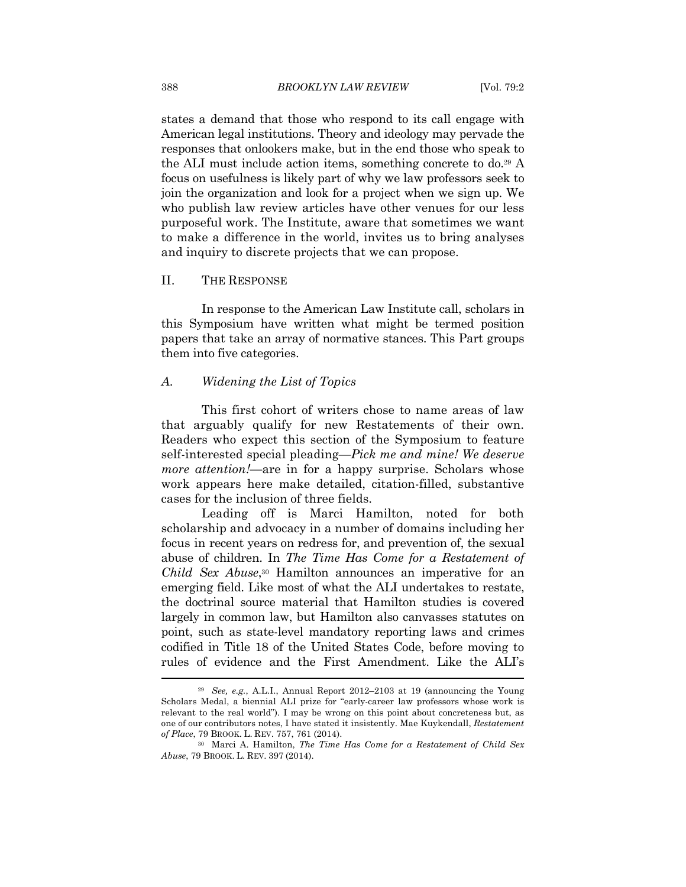states a demand that those who respond to its call engage with American legal institutions. Theory and ideology may pervade the responses that onlookers make, but in the end those who speak to the ALI must include action items, something concrete to do.[29] A focus on usefulness is likely part of why we law professors seek to join the organization and look for a project when we sign up. We who publish law review articles have other venues for our less purposeful work. The Institute, aware that sometimes we want to make a difference in the world, invites us to bring analyses and inquiry to discrete projects that we can propose.

## II. THE RESPONSE

In response to the American Law Institute call, scholars in this Symposium have written what might be termed position papers that take an array of normative stances. This Part groups them into five categories.

### A. *Widening the List of Topics*

This first cohort of writers chose to name areas of law that arguably qualify for new Restatements of their own. Readers who expect this section of the Symposium to feature self-interested special pleading—*Pick me and mine! We deserve more attention!*—are in for a happy surprise. Scholars whose work appears here make detailed, citation-filled, substantive cases for the inclusion of three fields.

Leading off is Marci Hamilton, noted for both scholarship and advocacy in a number of domains including her focus in recent years on redress for, and prevention of, the sexual abuse of children. In *The Time Has Come for a Restatement of Child Sex Abuse*,[30] Hamilton announces an imperative for an emerging field. Like most of what the ALI undertakes to restate, the doctrinal source material that Hamilton studies is covered largely in common law, but Hamilton also canvasses statutes on point, such as state-level mandatory reporting laws and crimes codified in Title 18 of the United States Code, before moving to rules of evidence and the First Amendment. Like the ALI's

---

[29] *See, e.g.*, A.L.I., Annual Report 2012–2103 at 19 (announcing the Young Scholars Medal, a biennial ALI prize for "early-career law professors whose work is relevant to the real world"). I may be wrong on this point about concreteness but, as one of our contributors notes, I have stated it insistently. Mae Kuykendall, *Restatement of Place*, 79 BROOK. L. REV. 757, 761 (2014).

[30] Marci A. Hamilton, *The Time Has Come for a Restatement of Child Sex Abuse*, 79 BROOK. L. REV. 397 (2014).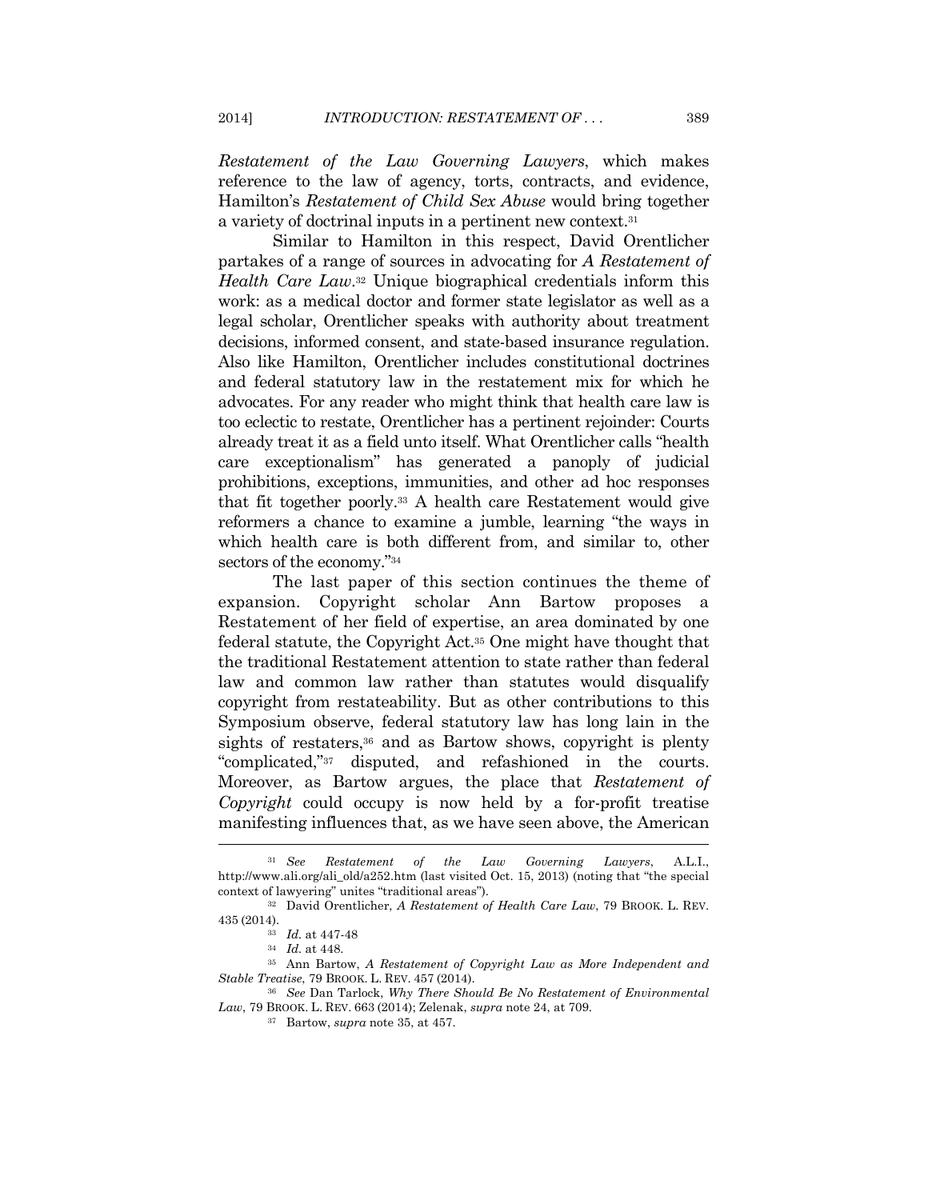*Restatement of the Law Governing Lawyers*, which makes reference to the law of agency, torts, contracts, and evidence, Hamilton's *Restatement of Child Sex Abuse* would bring together a variety of doctrinal inputs in a pertinent new context.[31]

Similar to Hamilton in this respect, David Orentlicher partakes of a range of sources in advocating for *A Restatement of Health Care Law*.[32] Unique biographical credentials inform this work: as a medical doctor and former state legislator as well as a legal scholar, Orentlicher speaks with authority about treatment decisions, informed consent, and state-based insurance regulation. Also like Hamilton, Orentlicher includes constitutional doctrines and federal statutory law in the restatement mix for which he advocates. For any reader who might think that health care law is too eclectic to restate, Orentlicher has a pertinent rejoinder: Courts already treat it as a field unto itself. What Orentlicher calls "health care exceptionalism" has generated a panoply of judicial prohibitions, exceptions, immunities, and other ad hoc responses that fit together poorly.[33] A health care Restatement would give reformers a chance to examine a jumble, learning "the ways in which health care is both different from, and similar to, other sectors of the economy."[34]

The last paper of this section continues the theme of expansion. Copyright scholar Ann Bartow proposes a Restatement of her field of expertise, an area dominated by one federal statute, the Copyright Act.[35] One might have thought that the traditional Restatement attention to state rather than federal law and common law rather than statutes would disqualify copyright from restateability. But as other contributions to this Symposium observe, federal statutory law has long lain in the sights of restaters,[36] and as Bartow shows, copyright is plenty "complicated,"[37] disputed, and refashioned in the courts. Moreover, as Bartow argues, the place that *Restatement of Copyright* could occupy is now held by a for-profit treatise manifesting influences that, as we have seen above, the American

---

[31] *See* *Restatement of the Law Governing Lawyers*, A.L.I., http://www.ali.org/ali_old/a252.htm (last visited Oct. 15, 2013) (noting that "the special context of lawyering" unites "traditional areas").

[32] David Orentlicher, *A Restatement of Health Care Law*, 79 BROOK. L. REV. 435 (2014).

[33] *Id.* at 447-48

[34] *Id.* at 448.

[35] Ann Bartow, *A Restatement of Copyright Law as More Independent and Stable Treatise*, 79 BROOK. L. REV. 457 (2014).

[36] *See* Dan Tarlock, *Why There Should Be No Restatement of Environmental Law*, 79 BROOK. L. REV. 663 (2014); Zelenak, *supra* note 24, at 709.

[37] Bartow, *supra* note 35, at 457.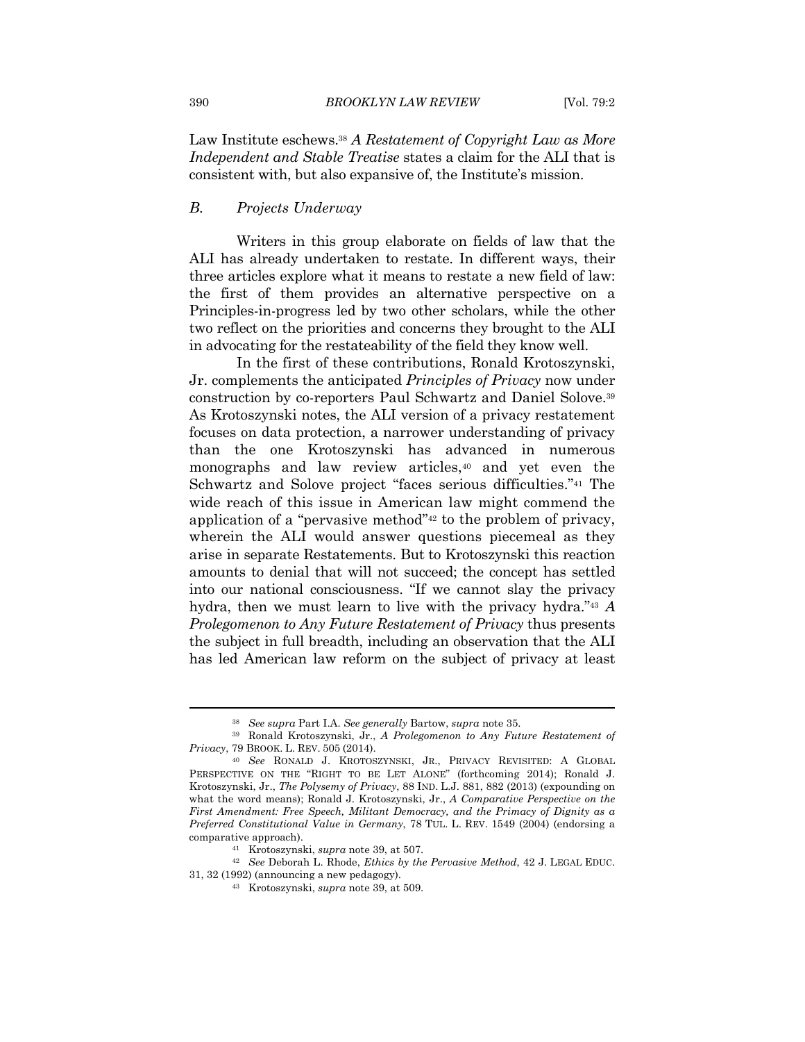Law Institute eschews.[38] *A Restatement of Copyright Law as More Independent and Stable Treatise* states a claim for the ALI that is consistent with, but also expansive of, the Institute's mission.

### *B. Projects Underway*

Writers in this group elaborate on fields of law that the ALI has already undertaken to restate. In different ways, their three articles explore what it means to restate a new field of law: the first of them provides an alternative perspective on a Principles-in-progress led by two other scholars, while the other two reflect on the priorities and concerns they brought to the ALI in advocating for the restateability of the field they know well.

In the first of these contributions, Ronald Krotoszynski, Jr. complements the anticipated *Principles of Privacy* now under construction by co-reporters Paul Schwartz and Daniel Solove.[39] As Krotoszynski notes, the ALI version of a privacy restatement focuses on data protection, a narrower understanding of privacy than the one Krotoszynski has advanced in numerous monographs and law review articles,[40] and yet even the Schwartz and Solove project "faces serious difficulties."[41] The wide reach of this issue in American law might commend the application of a "pervasive method"[42] to the problem of privacy, wherein the ALI would answer questions piecemeal as they arise in separate Restatements. But to Krotoszynski this reaction amounts to denial that will not succeed; the concept has settled into our national consciousness. "If we cannot slay the privacy hydra, then we must learn to live with the privacy hydra."[43] *A Prolegomenon to Any Future Restatement of Privacy* thus presents the subject in full breadth, including an observation that the ALI has led American law reform on the subject of privacy at least

---

[38] *See supra* Part I.A. *See generally* Bartow, *supra* note 35.

[39] Ronald Krotoszynski, Jr., *A Prolegomenon to Any Future Restatement of Privacy*, 79 BROOK. L. REV. 505 (2014).

[40] *See* RONALD J. KROTOSZYNSKI, JR., PRIVACY REVISITED: A GLOBAL PERSPECTIVE ON THE "RIGHT TO BE LET ALONE" (forthcoming 2014); Ronald J. Krotoszynski, Jr., *The Polysemy of Privacy*, 88 IND. L.J. 881, 882 (2013) (expounding on what the word means); Ronald J. Krotoszynski, Jr., *A Comparative Perspective on the First Amendment: Free Speech, Militant Democracy, and the Primacy of Dignity as a Preferred Constitutional Value in Germany*, 78 TUL. L. REV. 1549 (2004) (endorsing a comparative approach).

[41] Krotoszynski, *supra* note 39, at 507.

[42] *See* Deborah L. Rhode, *Ethics by the Pervasive Method*, 42 J. LEGAL EDUC. 31, 32 (1992) (announcing a new pedagogy).

[43] Krotoszynski, *supra* note 39, at 509.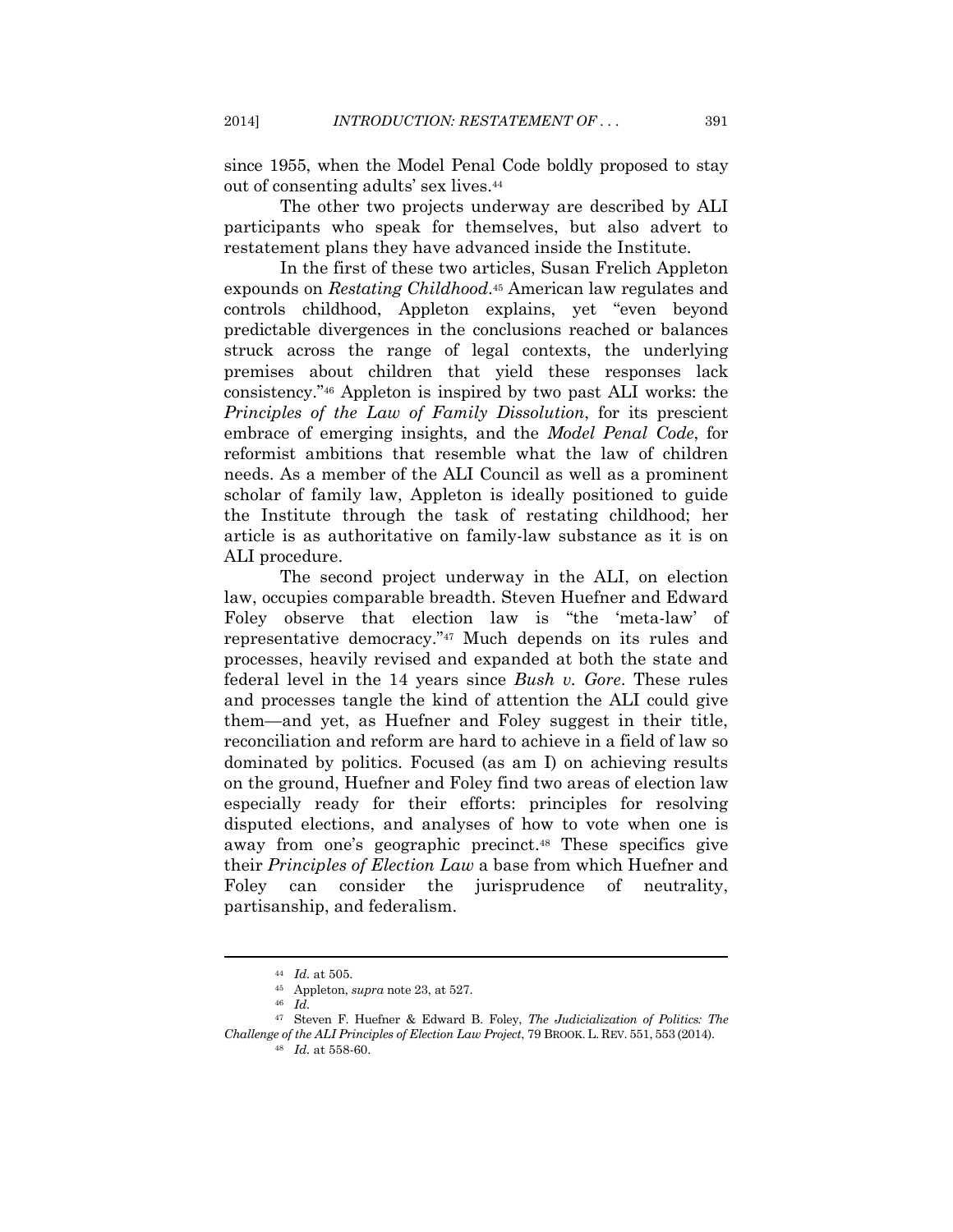since 1955, when the Model Penal Code boldly proposed to stay out of consenting adults' sex lives.[44]

The other two projects underway are described by ALI participants who speak for themselves, but also advert to restatement plans they have advanced inside the Institute.

In the first of these two articles, Susan Frelich Appleton expounds on *Restating Childhood*.[45] American law regulates and controls childhood, Appleton explains, yet "even beyond predictable divergences in the conclusions reached or balances struck across the range of legal contexts, the underlying premises about children that yield these responses lack consistency."[46] Appleton is inspired by two past ALI works: the *Principles of the Law of Family Dissolution*, for its prescient embrace of emerging insights, and the *Model Penal Code*, for reformist ambitions that resemble what the law of children needs. As a member of the ALI Council as well as a prominent scholar of family law, Appleton is ideally positioned to guide the Institute through the task of restating childhood; her article is as authoritative on family-law substance as it is on ALI procedure.

The second project underway in the ALI, on election law, occupies comparable breadth. Steven Huefner and Edward Foley observe that election law is "the 'meta-law' of representative democracy."[47] Much depends on its rules and processes, heavily revised and expanded at both the state and federal level in the 14 years since *Bush v. Gore*. These rules and processes tangle the kind of attention the ALI could give them—and yet, as Huefner and Foley suggest in their title, reconciliation and reform are hard to achieve in a field of law so dominated by politics. Focused (as am I) on achieving results on the ground, Huefner and Foley find two areas of election law especially ready for their efforts: principles for resolving disputed elections, and analyses of how to vote when one is away from one's geographic precinct.[48] These specifics give their *Principles of Election Law* a base from which Huefner and Foley can consider the jurisprudence of neutrality, partisanship, and federalism.

---

[44] *Id.* at 505.

[45] Appleton, *supra* note 23, at 527.

[46] *Id.*

[47] Steven F. Huefner & Edward B. Foley, *The Judicialization of Politics: The Challenge of the ALI Principles of Election Law Project*, 79 BROOK. L. REV. 551, 553 (2014).

[48] *Id.* at 558-60.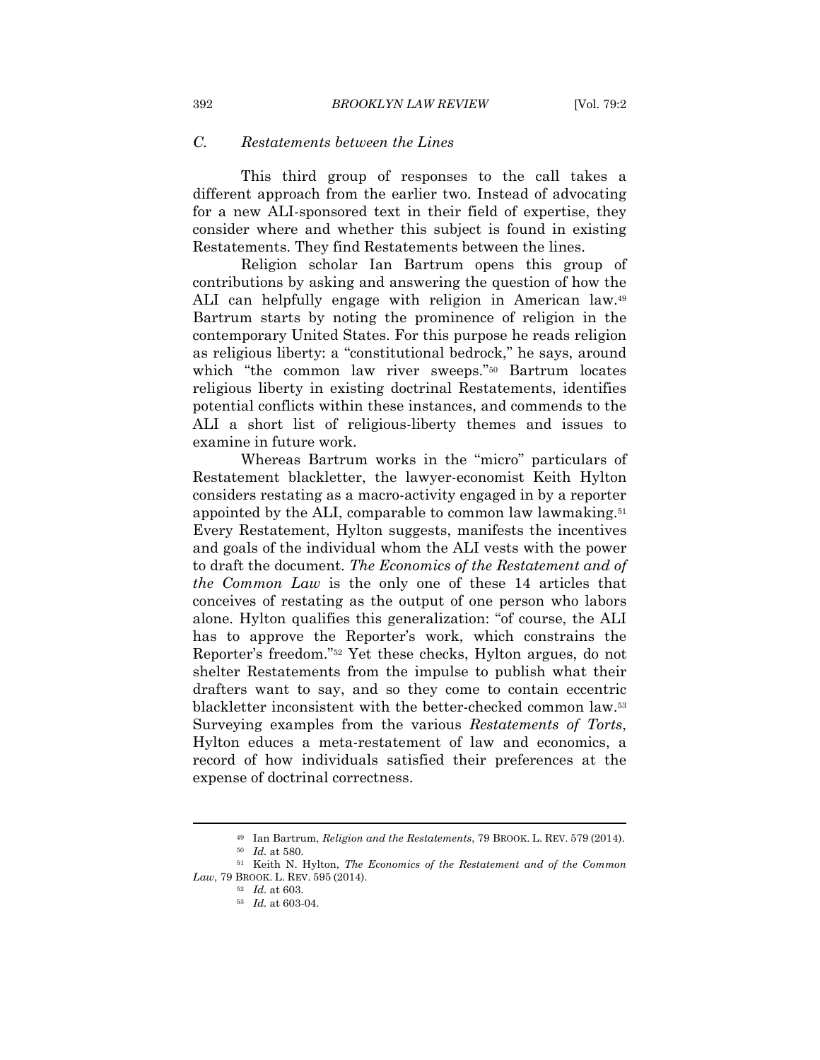### *C. Restatements between the Lines*

This third group of responses to the call takes a different approach from the earlier two. Instead of advocating for a new ALI-sponsored text in their field of expertise, they consider where and whether this subject is found in existing Restatements. They find Restatements between the lines.

Religion scholar Ian Bartrum opens this group of contributions by asking and answering the question of how the ALI can helpfully engage with religion in American law.[49] Bartrum starts by noting the prominence of religion in the contemporary United States. For this purpose he reads religion as religious liberty: a "constitutional bedrock," he says, around which "the common law river sweeps."[50] Bartrum locates religious liberty in existing doctrinal Restatements, identifies potential conflicts within these instances, and commends to the ALI a short list of religious-liberty themes and issues to examine in future work.

Whereas Bartrum works in the "micro" particulars of Restatement blackletter, the lawyer-economist Keith Hylton considers restating as a macro-activity engaged in by a reporter appointed by the ALI, comparable to common law lawmaking.[51] Every Restatement, Hylton suggests, manifests the incentives and goals of the individual whom the ALI vests with the power to draft the document. *The Economics of the Restatement and of the Common Law* is the only one of these 14 articles that conceives of restating as the output of one person who labors alone. Hylton qualifies this generalization: "of course, the ALI has to approve the Reporter's work, which constrains the Reporter's freedom."[52] Yet these checks, Hylton argues, do not shelter Restatements from the impulse to publish what their drafters want to say, and so they come to contain eccentric blackletter inconsistent with the better-checked common law.[53] Surveying examples from the various *Restatements of Torts*, Hylton educes a meta-restatement of law and economics, a record of how individuals satisfied their preferences at the expense of doctrinal correctness.

---

[49] Ian Bartrum, *Religion and the Restatements*, 79 BROOK. L. REV. 579 (2014).

[50] *Id.* at 580.

[51] Keith N. Hylton, *The Economics of the Restatement and of the Common Law*, 79 BROOK. L. REV. 595 (2014).

[52] *Id.* at 603.

[53] *Id.* at 603-04.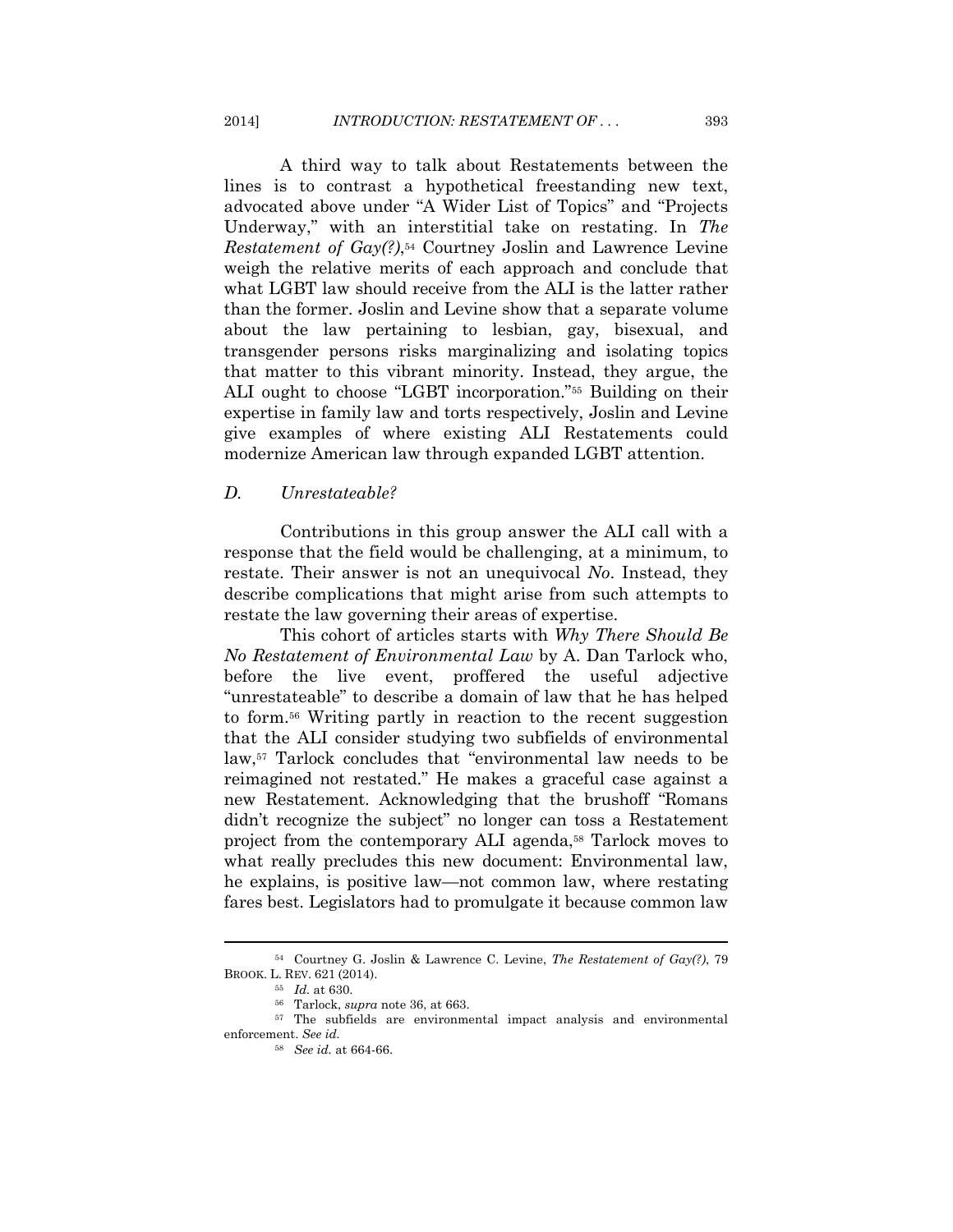A third way to talk about Restatements between the lines is to contrast a hypothetical freestanding new text, advocated above under "A Wider List of Topics" and "Projects Underway," with an interstitial take on restating. In *The Restatement of Gay(?)*,[54] Courtney Joslin and Lawrence Levine weigh the relative merits of each approach and conclude that what LGBT law should receive from the ALI is the latter rather than the former. Joslin and Levine show that a separate volume about the law pertaining to lesbian, gay, bisexual, and transgender persons risks marginalizing and isolating topics that matter to this vibrant minority. Instead, they argue, the ALI ought to choose "LGBT incorporation."[55] Building on their expertise in family law and torts respectively, Joslin and Levine give examples of where existing ALI Restatements could modernize American law through expanded LGBT attention.

### *D. Unrestateable?*

Contributions in this group answer the ALI call with a response that the field would be challenging, at a minimum, to restate. Their answer is not an unequivocal *No*. Instead, they describe complications that might arise from such attempts to restate the law governing their areas of expertise.

This cohort of articles starts with *Why There Should Be No Restatement of Environmental Law* by A. Dan Tarlock who, before the live event, proffered the useful adjective "unrestateable" to describe a domain of law that he has helped to form.[56] Writing partly in reaction to the recent suggestion that the ALI consider studying two subfields of environmental law,[57] Tarlock concludes that "environmental law needs to be reimagined not restated." He makes a graceful case against a new Restatement. Acknowledging that the brushoff "Romans didn't recognize the subject" no longer can toss a Restatement project from the contemporary ALI agenda,[58] Tarlock moves to what really precludes this new document: Environmental law, he explains, is positive law—not common law, where restating fares best. Legislators had to promulgate it because common law

---

[54] Courtney G. Joslin & Lawrence C. Levine, *The Restatement of Gay(?)*, 79 BROOK. L. REV. 621 (2014).

[55] *Id.* at 630.

[56] Tarlock, *supra* note 36, at 663.

[57] The subfields are environmental impact analysis and environmental enforcement. *See id.*

[58] *See id.* at 664-66.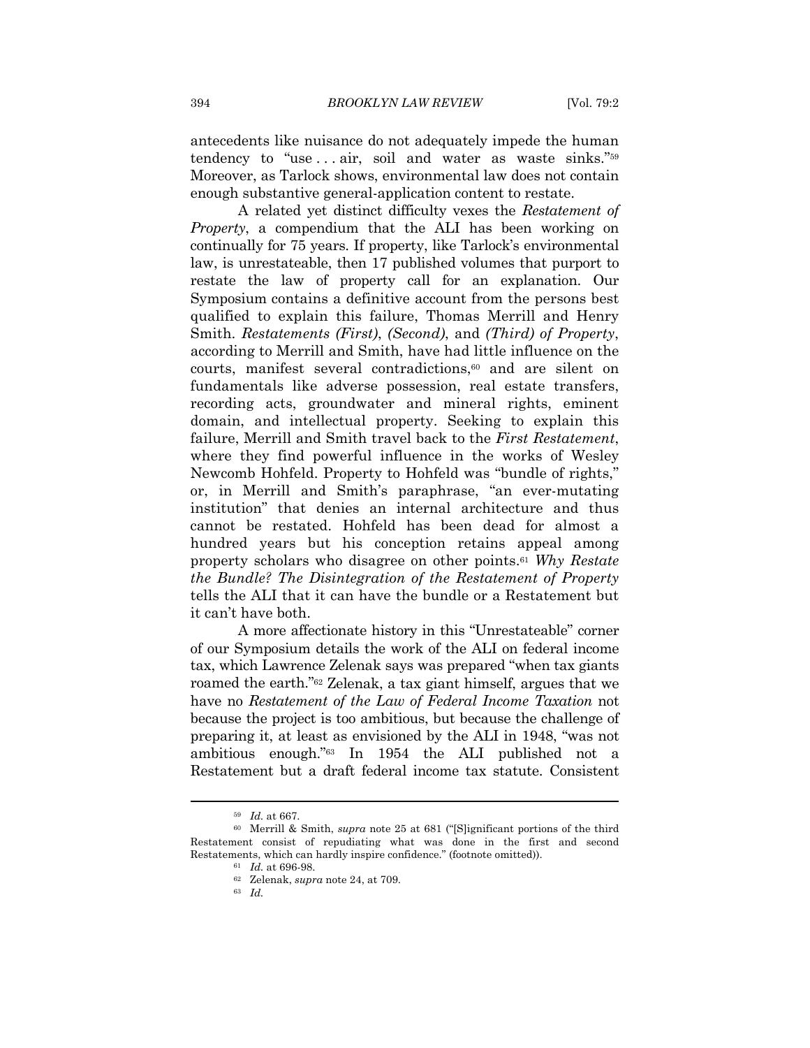antecedents like nuisance do not adequately impede the human tendency to "use . . . air, soil and water as waste sinks."[59] Moreover, as Tarlock shows, environmental law does not contain enough substantive general-application content to restate.

A related yet distinct difficulty vexes the *Restatement of Property*, a compendium that the ALI has been working on continually for 75 years. If property, like Tarlock's environmental law, is unrestateable, then 17 published volumes that purport to restate the law of property call for an explanation. Our Symposium contains a definitive account from the persons best qualified to explain this failure, Thomas Merrill and Henry Smith. *Restatements (First)*, *(Second)*, and *(Third) of Property*, according to Merrill and Smith, have had little influence on the courts, manifest several contradictions,[60] and are silent on fundamentals like adverse possession, real estate transfers, recording acts, groundwater and mineral rights, eminent domain, and intellectual property. Seeking to explain this failure, Merrill and Smith travel back to the *First Restatement*, where they find powerful influence in the works of Wesley Newcomb Hohfeld. Property to Hohfeld was "bundle of rights," or, in Merrill and Smith's paraphrase, "an ever-mutating institution" that denies an internal architecture and thus cannot be restated. Hohfeld has been dead for almost a hundred years but his conception retains appeal among property scholars who disagree on other points.[61] *Why Restate the Bundle? The Disintegration of the Restatement of Property* tells the ALI that it can have the bundle or a Restatement but it can't have both.

A more affectionate history in this "Unrestateable" corner of our Symposium details the work of the ALI on federal income tax, which Lawrence Zelenak says was prepared "when tax giants roamed the earth."[62] Zelenak, a tax giant himself, argues that we have no *Restatement of the Law of Federal Income Taxation* not because the project is too ambitious, but because the challenge of preparing it, at least as envisioned by the ALI in 1948, "was not ambitious enough."[63] In 1954 the ALI published not a Restatement but a draft federal income tax statute. Consistent

---

[59] *Id.* at 667.

[60] Merrill & Smith, *supra* note 25 at 681 ("[S]ignificant portions of the third Restatement consist of repudiating what was done in the first and second Restatements, which can hardly inspire confidence." (footnote omitted)).

[61] *Id.* at 696-98.

[62] Zelenak, *supra* note 24, at 709.

[63] *Id.*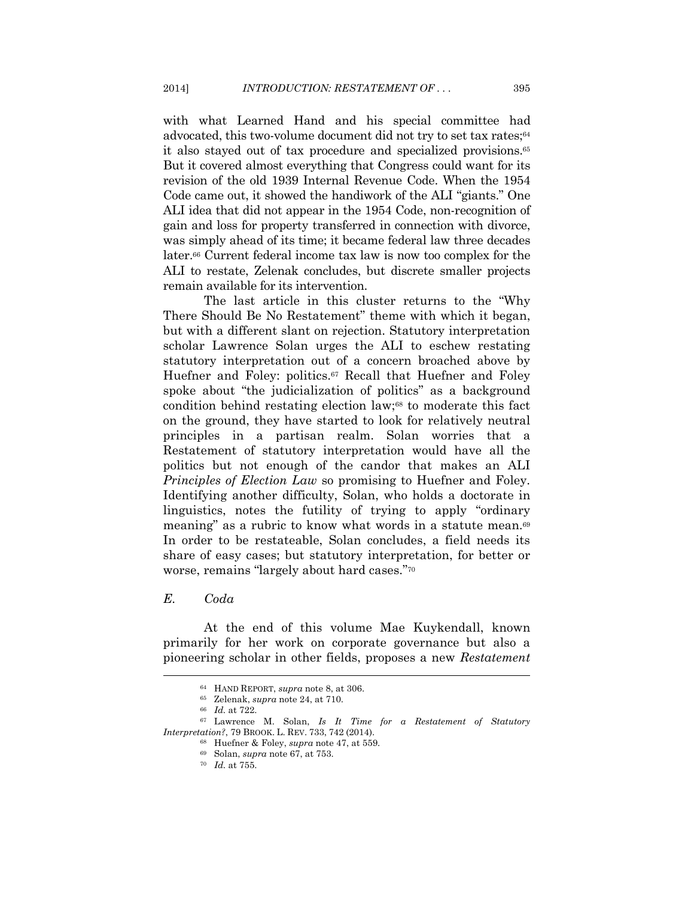with what Learned Hand and his special committee had advocated, this two-volume document did not try to set tax rates;[64] it also stayed out of tax procedure and specialized provisions.[65] But it covered almost everything that Congress could want for its revision of the old 1939 Internal Revenue Code. When the 1954 Code came out, it showed the handiwork of the ALI "giants." One ALI idea that did not appear in the 1954 Code, non-recognition of gain and loss for property transferred in connection with divorce, was simply ahead of its time; it became federal law three decades later.[66] Current federal income tax law is now too complex for the ALI to restate, Zelenak concludes, but discrete smaller projects remain available for its intervention.

The last article in this cluster returns to the "Why There Should Be No Restatement" theme with which it began, but with a different slant on rejection. Statutory interpretation scholar Lawrence Solan urges the ALI to eschew restating statutory interpretation out of a concern broached above by Huefner and Foley: politics.[67] Recall that Huefner and Foley spoke about "the judicialization of politics" as a background condition behind restating election law;[68] to moderate this fact on the ground, they have started to look for relatively neutral principles in a partisan realm. Solan worries that a Restatement of statutory interpretation would have all the politics but not enough of the candor that makes an ALI *Principles of Election Law* so promising to Huefner and Foley. Identifying another difficulty, Solan, who holds a doctorate in linguistics, notes the futility of trying to apply "ordinary meaning" as a rubric to know what words in a statute mean.[69] In order to be restateable, Solan concludes, a field needs its share of easy cases; but statutory interpretation, for better or worse, remains "largely about hard cases."[70]

### *E. Coda*

At the end of this volume Mae Kuykendall, known primarily for her work on corporate governance but also a pioneering scholar in other fields, proposes a new *Restatement*

---

[64] HAND REPORT, *supra* note 8, at 306.

[65] Zelenak, *supra* note 24, at 710.

[66] *Id.* at 722.

[67] Lawrence M. Solan, *Is It Time for a Restatement of Statutory Interpretation?*, 79 BROOK. L. REV. 733, 742 (2014).

[68] Huefner & Foley, *supra* note 47, at 559.

[69] Solan, *supra* note 67, at 753.

[70] *Id.* at 755.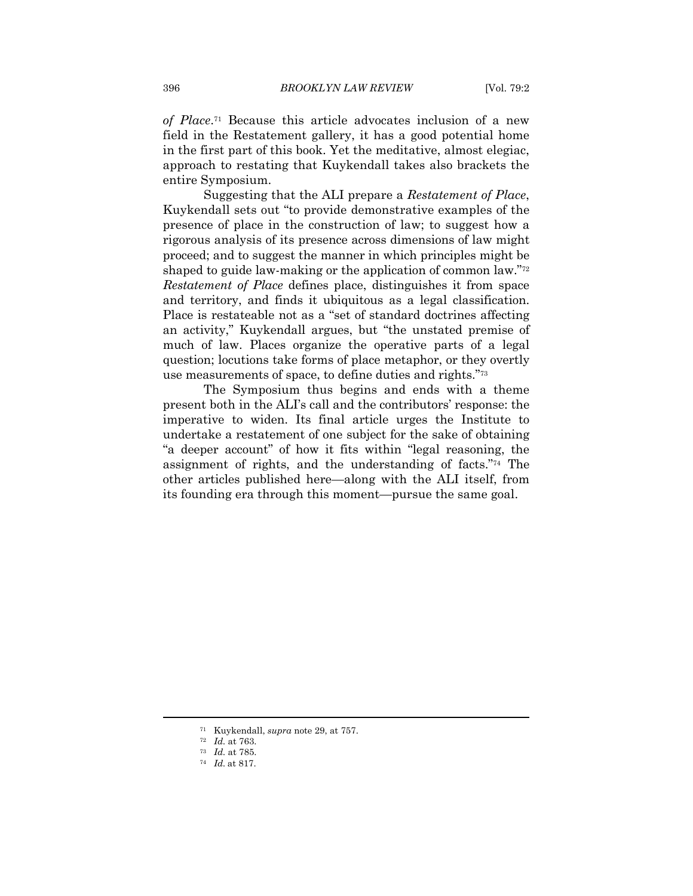*of Place*.[71] Because this article advocates inclusion of a new field in the Restatement gallery, it has a good potential home in the first part of this book. Yet the meditative, almost elegiac, approach to restating that Kuykendall takes also brackets the entire Symposium.

Suggesting that the ALI prepare a *Restatement of Place*, Kuykendall sets out "to provide demonstrative examples of the presence of place in the construction of law; to suggest how a rigorous analysis of its presence across dimensions of law might proceed; and to suggest the manner in which principles might be shaped to guide law-making or the application of common law."[72] *Restatement of Place* defines place, distinguishes it from space and territory, and finds it ubiquitous as a legal classification. Place is restateable not as a "set of standard doctrines affecting an activity," Kuykendall argues, but "the unstated premise of much of law. Places organize the operative parts of a legal question; locutions take forms of place metaphor, or they overtly use measurements of space, to define duties and rights."[73]

The Symposium thus begins and ends with a theme present both in the ALI's call and the contributors' response: the imperative to widen. Its final article urges the Institute to undertake a restatement of one subject for the sake of obtaining "a deeper account" of how it fits within "legal reasoning, the assignment of rights, and the understanding of facts."[74] The other articles published here—along with the ALI itself, from its founding era through this moment—pursue the same goal.

---

[71] Kuykendall, *supra* note 29, at 757.

[72] *Id.* at 763.

[73] *Id.* at 785.

[74] *Id.* at 817.